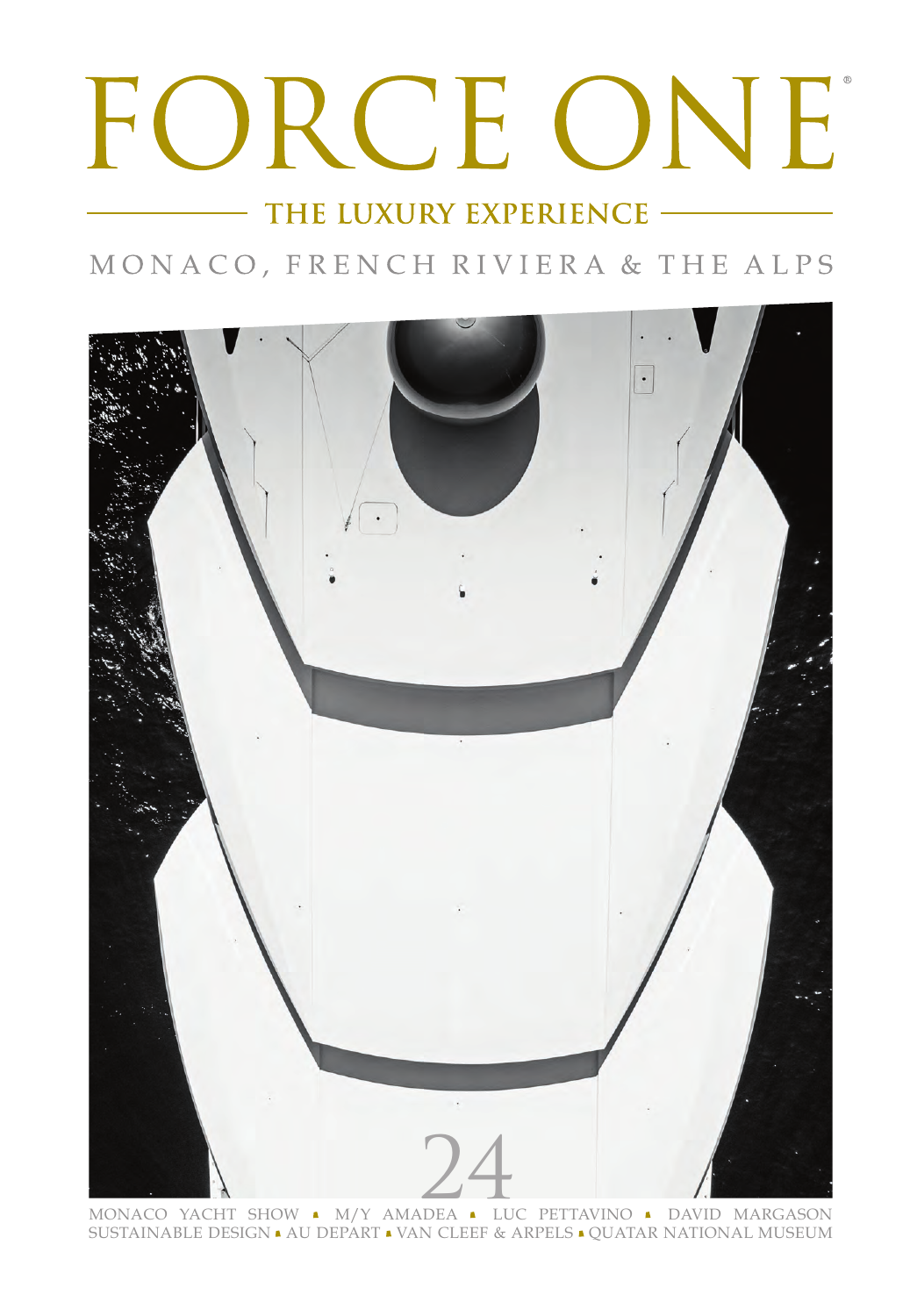# FORCE ONE®

## THE LUXURY EXPERIENCE

MONACO, FRENCH RIVIERA & THE ALPS

24

MONACO YACHT SHOW ▪ M/Y AMADEA ▪ LUC PETTAVINO ▪ DAVID MARGASON
SUSTAINABLE DESIGN ▪ AU DEPART ▪ VAN CLEEF & ARPELS ▪ QUATAR NATIONAL MUSEUM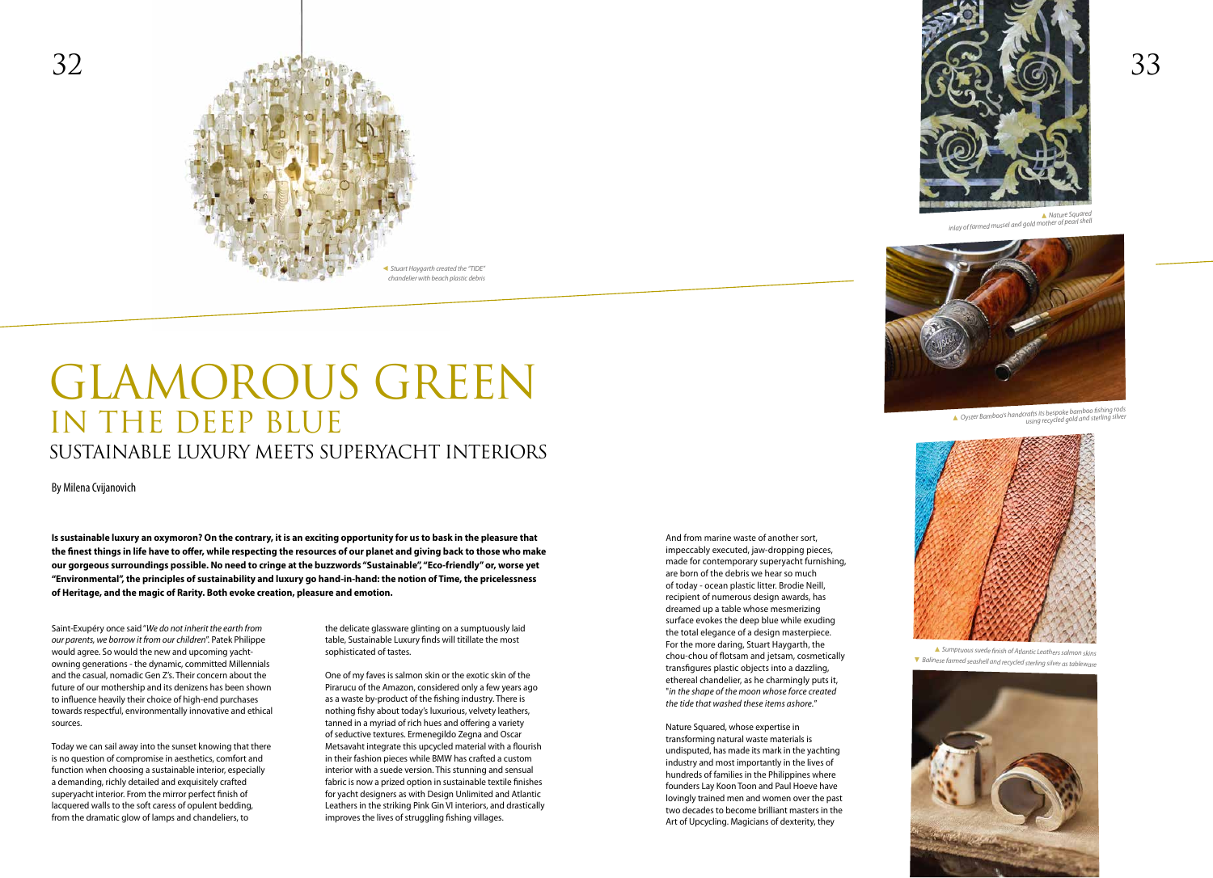*Stuart Haygarth created the "TIDE" chandelier with beach plastic debris*

# GLAMOROUS GREEN

## IN THE DEEP BLUE

### SUSTAINABLE LUXURY MEETS SUPERYACHT INTERIORS

By Milena Cvijanovich

**Is sustainable luxury an oxymoron? On the contrary, it is an exciting opportunity for us to bask in the pleasure that the finest things in life have to offer, while respecting the resources of our planet and giving back to those who make our gorgeous surroundings possible. No need to cringe at the buzzwords "Sustainable", "Eco-friendly" or, worse yet "Environmental", the principles of sustainability and luxury go hand-in-hand: the notion of Time, the pricelessness of Heritage, and the magic of Rarity. Both evoke creation, pleasure and emotion.**

Saint-Exupéry once said "*We do not inherit the earth from our parents, we borrow it from our children*". Patek Philippe would agree. So would the new and upcoming yacht-owning generations - the dynamic, committed Millennials and the casual, nomadic Gen Z's. Their concern about the future of our mothership and its denizens has been shown to influence heavily their choice of high-end purchases towards respectful, environmentally innovative and ethical sources.

Today we can sail away into the sunset knowing that there is no question of compromise in aesthetics, comfort and function when choosing a sustainable interior, especially a demanding, richly detailed and exquisitely crafted superyacht interior. From the mirror perfect finish of lacquered walls to the soft caress of opulent bedding, from the dramatic glow of lamps and chandeliers, to the delicate glassware glinting on a sumptuously laid table, Sustainable Luxury finds will titillate the most sophisticated of tastes.

One of my faves is salmon skin or the exotic skin of the Pirarucu of the Amazon, considered only a few years ago as a waste by-product of the fishing industry. There is nothing fishy about today's luxurious, velvety leathers, tanned in a myriad of rich hues and offering a variety of seductive textures. Ermenegildo Zegna and Oscar Metsavaht integrate this upcycled material with a flourish in their fashion pieces while BMW has crafted a custom interior with a suede version. This stunning and sensual fabric is now a prized option in sustainable textile finishes for yacht designers as with Design Unlimited and Atlantic Leathers in the striking Pink Gin VI interiors, and drastically improves the lives of struggling fishing villages.

And from marine waste of another sort, impeccably executed, jaw-dropping pieces, made for contemporary superyacht furnishing, are born of the debris we hear so much of today - ocean plastic litter. Brodie Neill, recipient of numerous design awards, has dreamed up a table whose mesmerizing surface evokes the deep blue while exuding the total elegance of a design masterpiece. For the more daring, Stuart Haygarth, the chou-chou of flotsam and jetsam, cosmetically transfigures plastic objects into a dazzling, ethereal chandelier, as he charmingly puts it, "*in the shape of the moon whose force created the tide that washed these items ashore.*"

Nature Squared, whose expertise in transforming natural waste materials is undisputed, has made its mark in the yachting industry and most importantly in the lives of hundreds of families in the Philippines where founders Lay Koon Toon and Paul Hoeve have lovingly trained men and women over the past two decades to become brilliant masters in the Art of Upcycling. Magicians of dexterity, they

*Nature Squared inlay of farmed mussel and gold mother of pearl shell*

*Oyster Bamboo's handcrafts its bespoke bamboo fishing rods using recycled gold and sterling silver*

*Sumptuous suede finish of Atlantic Leathers salmon skins*

*Balinese farmed seashell and recycled sterling silver as tableware*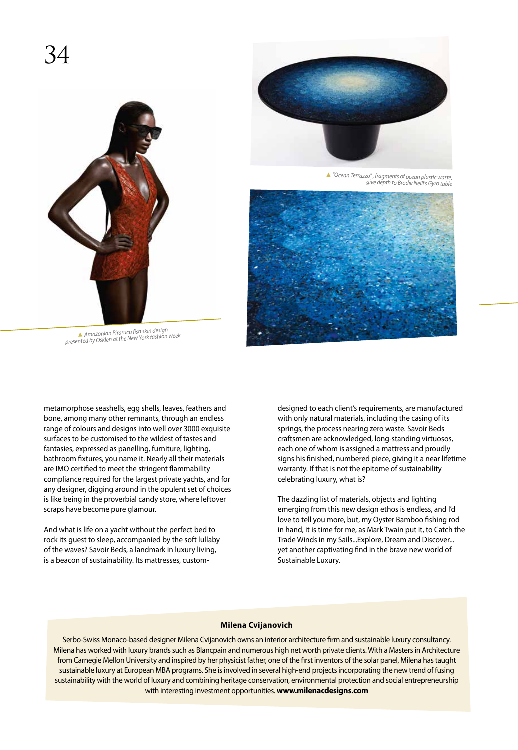▲ Amazonian Pirarucu fish skin design presented by Osklen at the New York fashion week

▲ "Ocean Terrazzo", fragments of ocean plastic waste, give depth to Brodie Neill's Gyro table

metamorphose seashells, egg shells, leaves, feathers and bone, among many other remnants, through an endless range of colours and designs into well over 3000 exquisite surfaces to be customised to the wildest of tastes and fantasies, expressed as panelling, furniture, lighting, bathroom fixtures, you name it. Nearly all their materials are IMO certified to meet the stringent flammability compliance required for the largest private yachts, and for any designer, digging around in the opulent set of choices is like being in the proverbial candy store, where leftover scraps have become pure glamour.

And what is life on a yacht without the perfect bed to rock its guest to sleep, accompanied by the soft lullaby of the waves? Savoir Beds, a landmark in luxury living, is a beacon of sustainability. Its mattresses, custom-designed to each client's requirements, are manufactured with only natural materials, including the casing of its springs, the process nearing zero waste. Savoir Beds craftsmen are acknowledged, long-standing virtuosos, each one of whom is assigned a mattress and proudly signs his finished, numbered piece, giving it a near lifetime warranty. If that is not the epitome of sustainability celebrating luxury, what is?

The dazzling list of materials, objects and lighting emerging from this new design ethos is endless, and I'd love to tell you more, but, my Oyster Bamboo fishing rod in hand, it is time for me, as Mark Twain put it, to Catch the Trade Winds in my Sails...Explore, Dream and Discover... yet another captivating find in the brave new world of Sustainable Luxury.

**Milena Cvijanovich**

Serbo-Swiss Monaco-based designer Milena Cvijanovich owns an interior architecture firm and sustainable luxury consultancy. Milena has worked with luxury brands such as Blancpain and numerous high net worth private clients. With a Masters in Architecture from Carnegie Mellon University and inspired by her physicist father, one of the first inventors of the solar panel, Milena has taught sustainable luxury at European MBA programs. She is involved in several high-end projects incorporating the new trend of fusing sustainability with the world of luxury and combining heritage conservation, environmental protection and social entrepreneurship with interesting investment opportunities. **www.milenacdesigns.com**